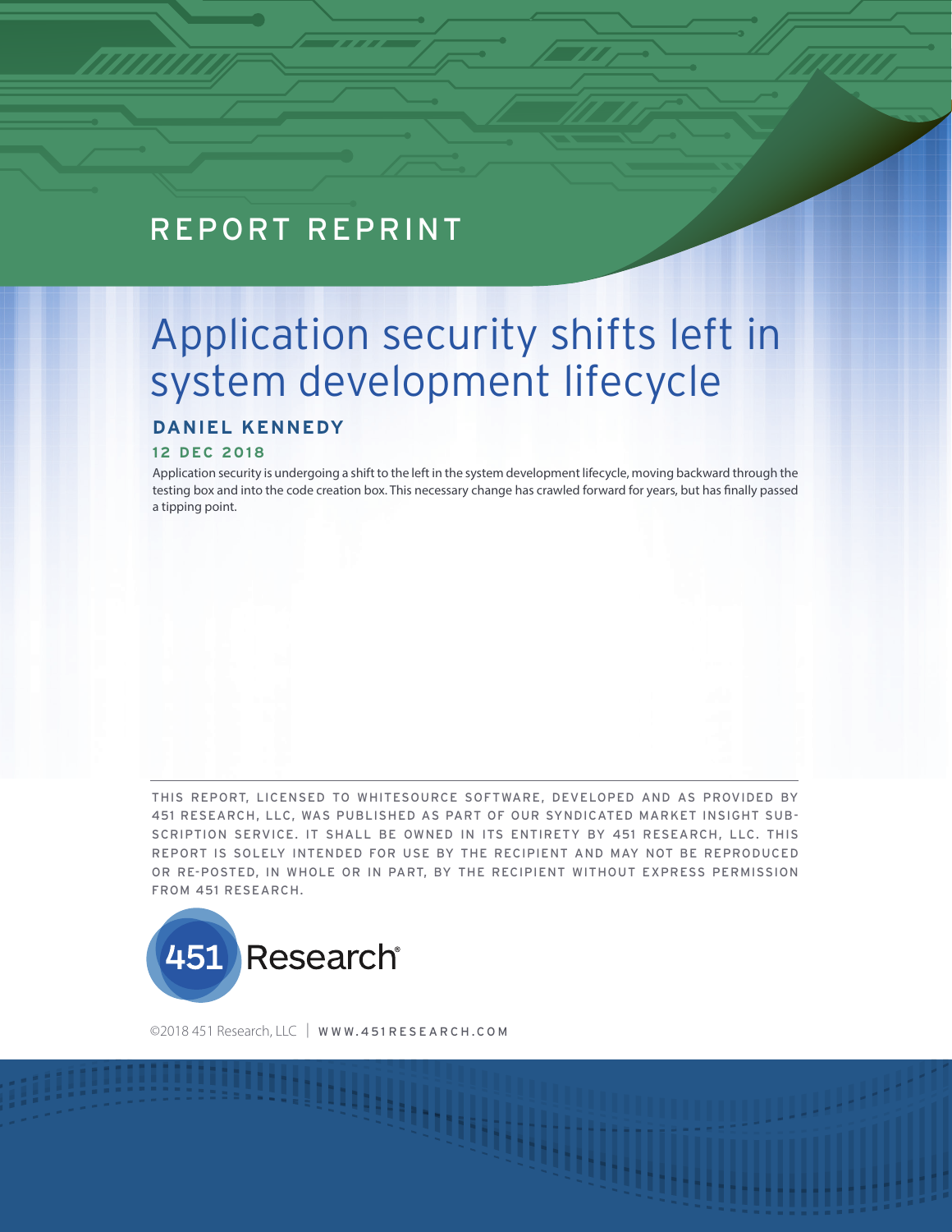REPORT REPRINT

# Application security shifts left in system development lifecycle

**DANIEL KENNEDY**

**12 DEC 2018**

Application security is undergoing a shift to the left in the system development lifecycle, moving backward through the testing box and into the code creation box. This necessary change has crawled forward for years, but has finally passed a tipping point.

---

THIS REPORT, LICENSED TO WHITESOURCE SOFTWARE, DEVELOPED AND AS PROVIDED BY 451 RESEARCH, LLC, WAS PUBLISHED AS PART OF OUR SYNDICATED MARKET INSIGHT SUBSCRIPTION SERVICE. IT SHALL BE OWNED IN ITS ENTIRETY BY 451 RESEARCH, LLC. THIS REPORT IS SOLELY INTENDED FOR USE BY THE RECIPIENT AND MAY NOT BE REPRODUCED OR RE-POSTED, IN WHOLE OR IN PART, BY THE RECIPIENT WITHOUT EXPRESS PERMISSION FROM 451 RESEARCH.

451 Research®

©2018 451 Research, LLC | WWW.451RESEARCH.COM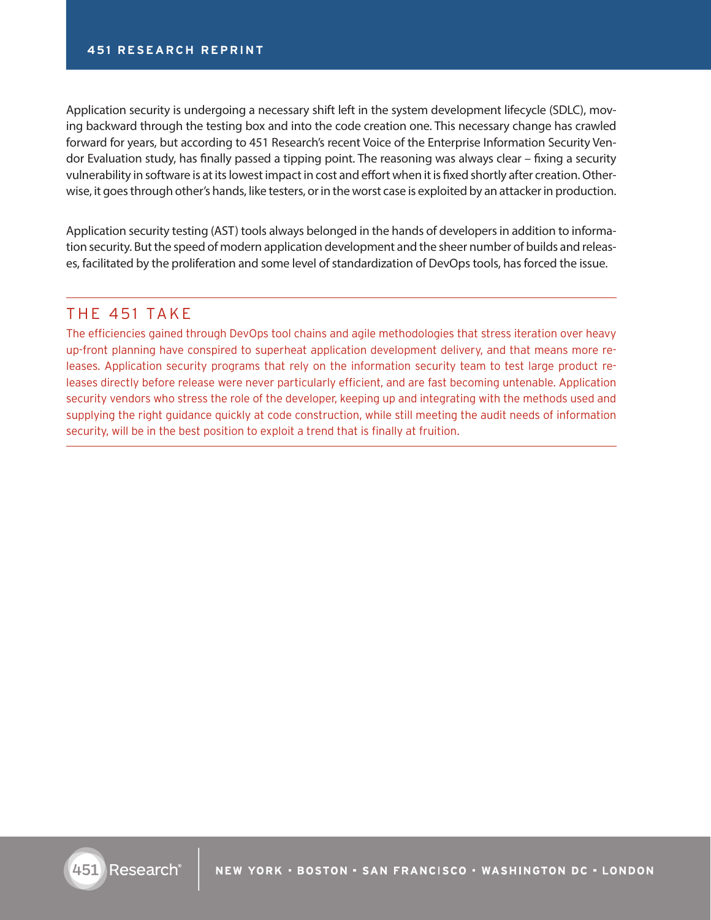Application security is undergoing a necessary shift left in the system development lifecycle (SDLC), moving backward through the testing box and into the code creation one. This necessary change has crawled forward for years, but according to 451 Research's recent Voice of the Enterprise Information Security Vendor Evaluation study, has finally passed a tipping point. The reasoning was always clear – fixing a security vulnerability in software is at its lowest impact in cost and effort when it is fixed shortly after creation. Otherwise, it goes through other's hands, like testers, or in the worst case is exploited by an attacker in production.

Application security testing (AST) tools always belonged in the hands of developers in addition to information security. But the speed of modern application development and the sheer number of builds and releases, facilitated by the proliferation and some level of standardization of DevOps tools, has forced the issue.

## THE 451 TAKE

The efficiencies gained through DevOps tool chains and agile methodologies that stress iteration over heavy up-front planning have conspired to superheat application development delivery, and that means more releases. Application security programs that rely on the information security team to test large product releases directly before release were never particularly efficient, and are fast becoming untenable. Application security vendors who stress the role of the developer, keeping up and integrating with the methods used and supplying the right guidance quickly at code construction, while still meeting the audit needs of information security, will be in the best position to exploit a trend that is finally at fruition.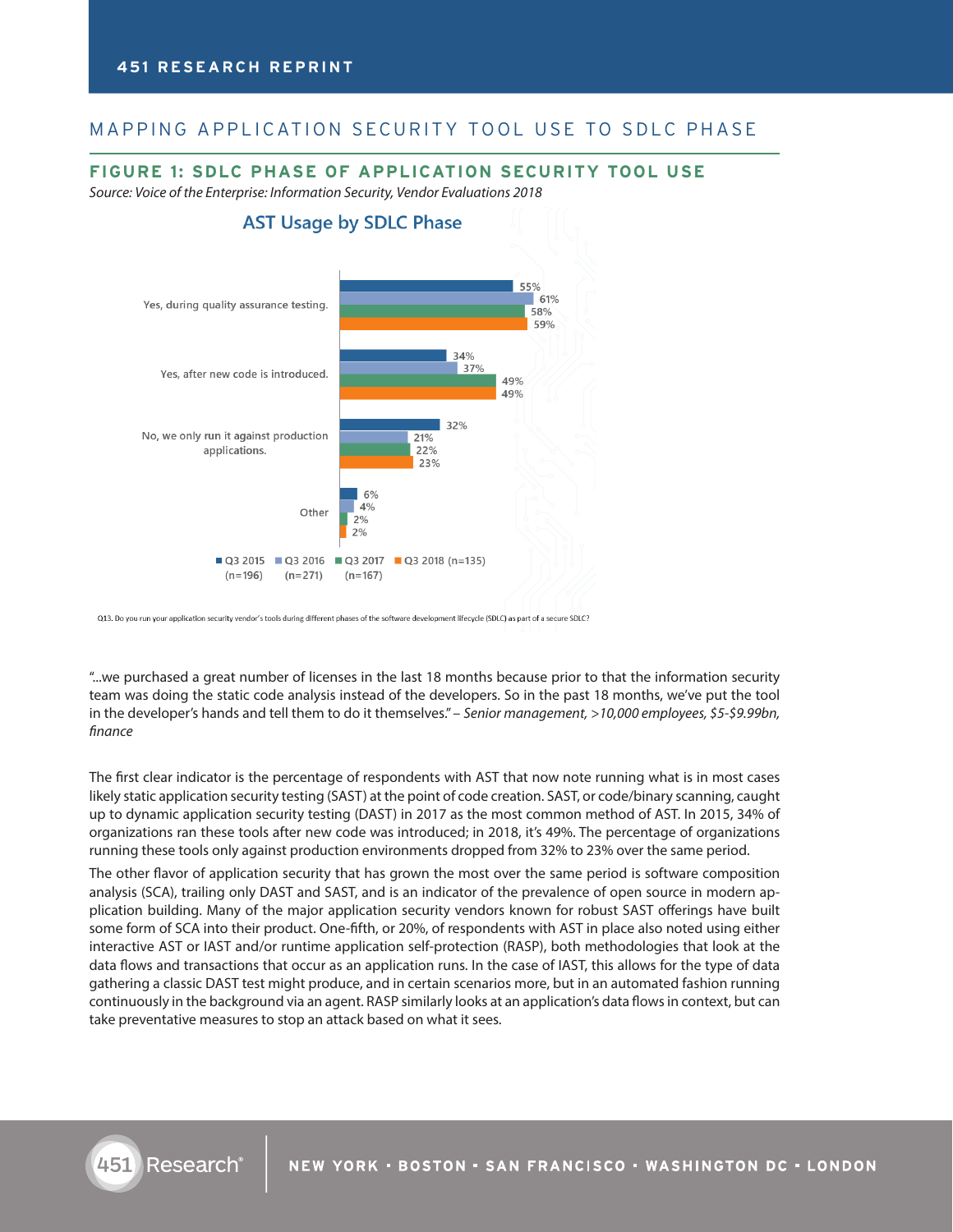## MAPPING APPLICATION SECURITY TOOL USE TO SDLC PHASE

### FIGURE 1: SDLC PHASE OF APPLICATION SECURITY TOOL USE

*Source: Voice of the Enterprise: Information Security, Vendor Evaluations 2018*

**AST Usage by SDLC Phase**

| | Q3 2015 (n=196) | Q3 2016 (n=271) | Q3 2017 (n=167) | Q3 2018 (n=135) |
|---|---|---|---|---|
| Yes, during quality assurance testing. | 55% | 61% | 58% | 59% |
| Yes, after new code is introduced. | 34% | 37% | 49% | 49% |
| No, we only run it against production applications. | 32% | 21% | 22% | 23% |
| Other | 6% | 4% | 2% | 2% |

Q13. Do you run your application security vendor's tools during different phases of the software development lifecycle (SDLC) as part of a secure SDLC?

"...we purchased a great number of licenses in the last 18 months because prior to that the information security team was doing the static code analysis instead of the developers. So in the past 18 months, we've put the tool in the developer's hands and tell them to do it themselves." – *Senior management, >10,000 employees, $5-$9.99bn, finance*

The first clear indicator is the percentage of respondents with AST that now note running what is in most cases likely static application security testing (SAST) at the point of code creation. SAST, or code/binary scanning, caught up to dynamic application security testing (DAST) in 2017 as the most common method of AST. In 2015, 34% of organizations ran these tools after new code was introduced; in 2018, it's 49%. The percentage of organizations running these tools only against production environments dropped from 32% to 23% over the same period.

The other flavor of application security that has grown the most over the same period is software composition analysis (SCA), trailing only DAST and SAST, and is an indicator of the prevalence of open source in modern application building. Many of the major application security vendors known for robust SAST offerings have built some form of SCA into their product. One-fifth, or 20%, of respondents with AST in place also noted using either interactive AST or IAST and/or runtime application self-protection (RASP), both methodologies that look at the data flows and transactions that occur as an application runs. In the case of IAST, this allows for the type of data gathering a classic DAST test might produce, and in certain scenarios more, but in an automated fashion running continuously in the background via an agent. RASP similarly looks at an application's data flows in context, but can take preventative measures to stop an attack based on what it sees.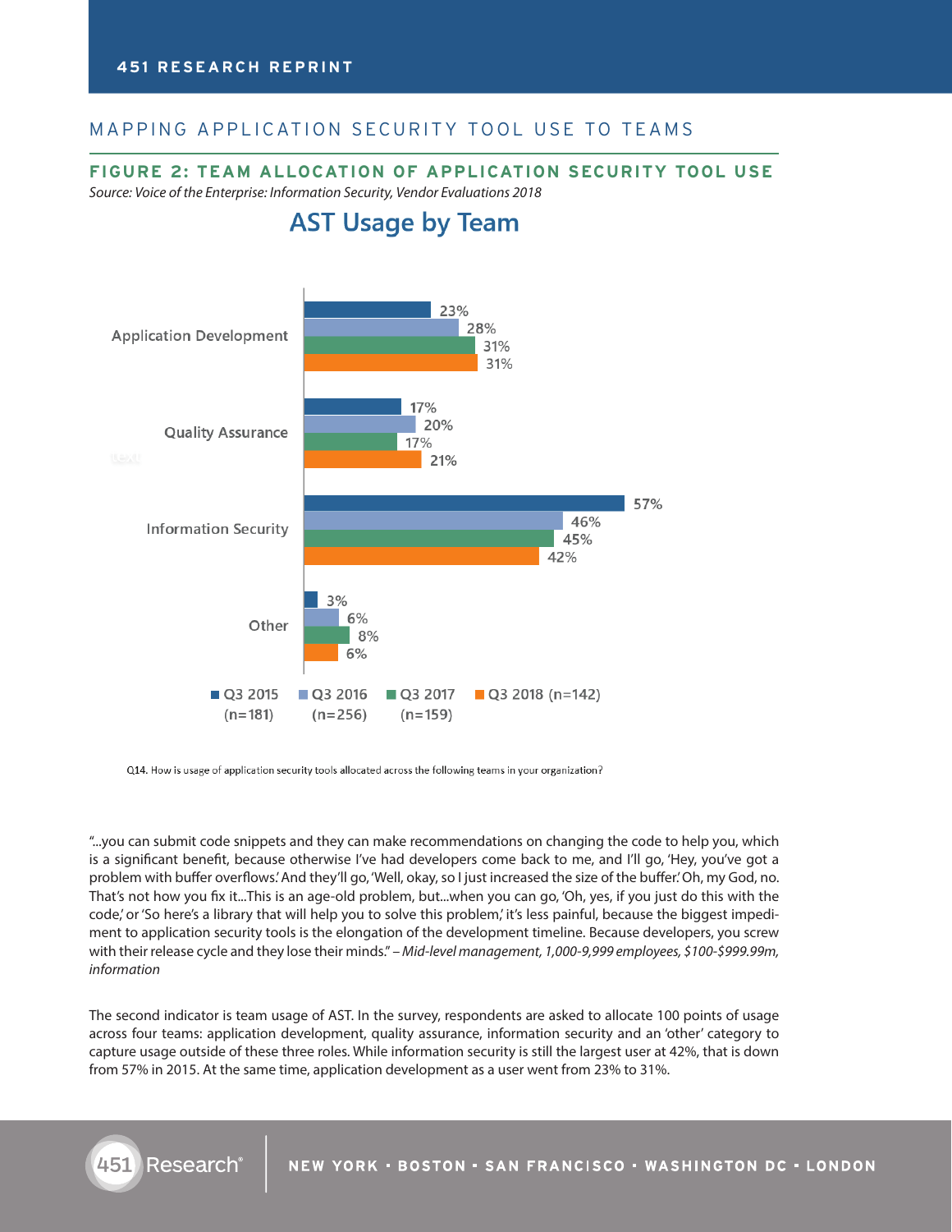## MAPPING APPLICATION SECURITY TOOL USE TO TEAMS

### FIGURE 2: TEAM ALLOCATION OF APPLICATION SECURITY TOOL USE

*Source: Voice of the Enterprise: Information Security, Vendor Evaluations 2018*

**AST Usage by Team**

| Team | Q3 2015 (n=181) | Q3 2016 (n=256) | Q3 2017 (n=159) | Q3 2018 (n=142) |
|---|---|---|---|---|
| Application Development | 23% | 28% | 31% | 31% |
| Quality Assurance | 17% | 20% | 17% | 21% |
| Information Security | 57% | 46% | 45% | 42% |
| Other | 3% | 6% | 8% | 6% |

Q14. How is usage of application security tools allocated across the following teams in your organization?

"...you can submit code snippets and they can make recommendations on changing the code to help you, which is a significant benefit, because otherwise I've had developers come back to me, and I'll go, 'Hey, you've got a problem with buffer overflows.' And they'll go, 'Well, okay, so I just increased the size of the buffer.' Oh, my God, no. That's not how you fix it...This is an age-old problem, but...when you can go, 'Oh, yes, if you just do this with the code,' or 'So here's a library that will help you to solve this problem,' it's less painful, because the biggest impediment to application security tools is the elongation of the development timeline. Because developers, you screw with their release cycle and they lose their minds." *– Mid-level management, 1,000-9,999 employees, $100-$999.99m, information*

The second indicator is team usage of AST. In the survey, respondents are asked to allocate 100 points of usage across four teams: application development, quality assurance, information security and an 'other' category to capture usage outside of these three roles. While information security is still the largest user at 42%, that is down from 57% in 2015. At the same time, application development as a user went from 23% to 31%.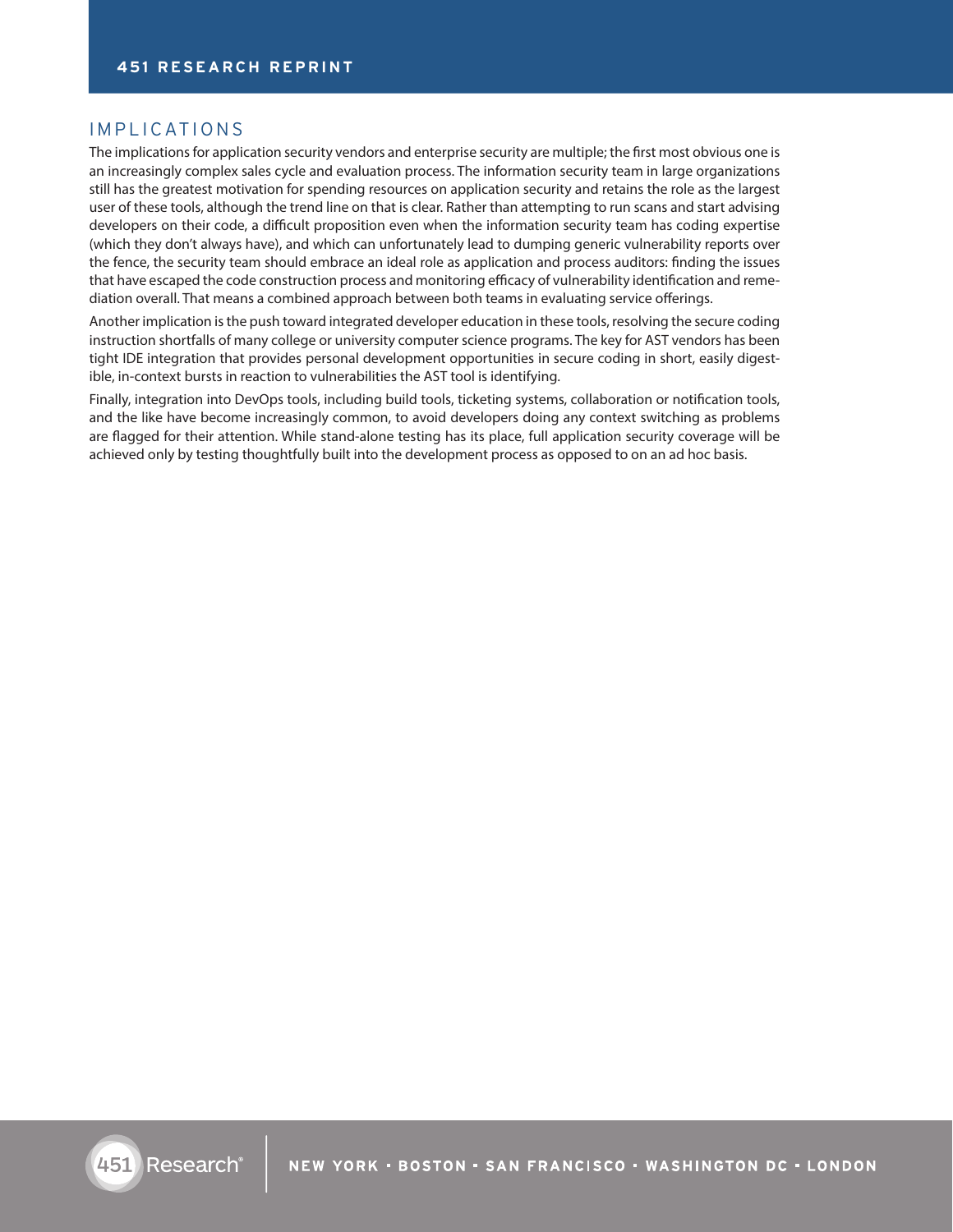## IMPLICATIONS

The implications for application security vendors and enterprise security are multiple; the first most obvious one is an increasingly complex sales cycle and evaluation process. The information security team in large organizations still has the greatest motivation for spending resources on application security and retains the role as the largest user of these tools, although the trend line on that is clear. Rather than attempting to run scans and start advising developers on their code, a difficult proposition even when the information security team has coding expertise (which they don't always have), and which can unfortunately lead to dumping generic vulnerability reports over the fence, the security team should embrace an ideal role as application and process auditors: finding the issues that have escaped the code construction process and monitoring efficacy of vulnerability identification and remediation overall. That means a combined approach between both teams in evaluating service offerings.

Another implication is the push toward integrated developer education in these tools, resolving the secure coding instruction shortfalls of many college or university computer science programs. The key for AST vendors has been tight IDE integration that provides personal development opportunities in secure coding in short, easily digestible, in-context bursts in reaction to vulnerabilities the AST tool is identifying.

Finally, integration into DevOps tools, including build tools, ticketing systems, collaboration or notification tools, and the like have become increasingly common, to avoid developers doing any context switching as problems are flagged for their attention. While stand-alone testing has its place, full application security coverage will be achieved only by testing thoughtfully built into the development process as opposed to on an ad hoc basis.